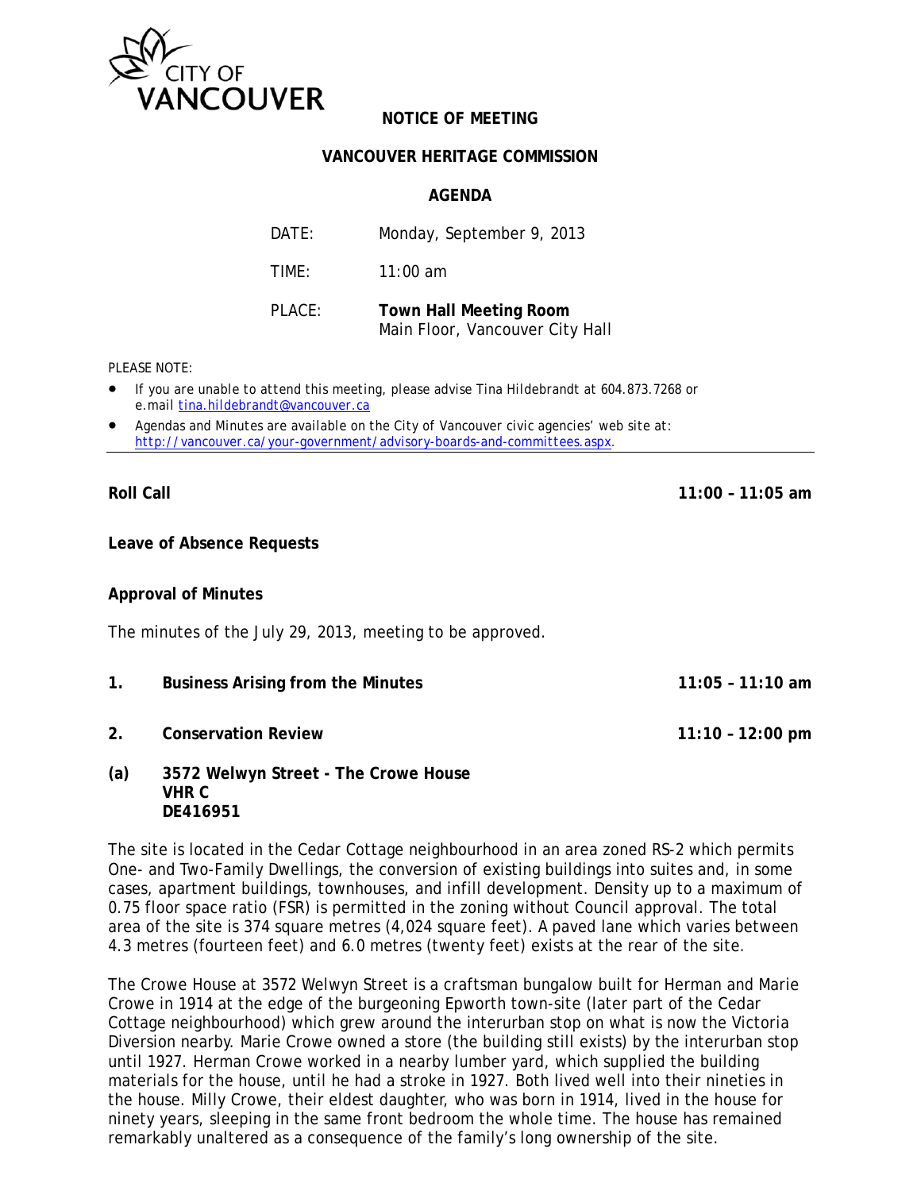CITY OF VANCOUVER

**NOTICE OF MEETING**

**VANCOUVER HERITAGE COMMISSION**

**AGENDA**

DATE: Monday, September 9, 2013

TIME: 11:00 am

PLACE: **Town Hall Meeting Room**
Main Floor, Vancouver City Hall

PLEASE NOTE:

- If you are unable to attend this meeting, please advise Tina Hildebrandt at 604.873.7268 or e.mail tina.hildebrandt@vancouver.ca
- Agendas and Minutes are available on the City of Vancouver civic agencies' web site at: http://vancouver.ca/your-government/advisory-boards-and-committees.aspx.

---

**Roll Call** **11:00 – 11:05 am**

**Leave of Absence Requests**

**Approval of Minutes**

The minutes of the July 29, 2013, meeting to be approved.

**1. Business Arising from the Minutes** **11:05 – 11:10 am**

**2. Conservation Review** **11:10 – 12:00 pm**

**(a) 3572 Welwyn Street - The Crowe House**
**VHR C**
**DE416951**

The site is located in the Cedar Cottage neighbourhood in an area zoned RS-2 which permits One- and Two-Family Dwellings, the conversion of existing buildings into suites and, in some cases, apartment buildings, townhouses, and infill development. Density up to a maximum of 0.75 floor space ratio (FSR) is permitted in the zoning without Council approval. The total area of the site is 374 square metres (4,024 square feet). A paved lane which varies between 4.3 metres (fourteen feet) and 6.0 metres (twenty feet) exists at the rear of the site.

The Crowe House at 3572 Welwyn Street is a craftsman bungalow built for Herman and Marie Crowe in 1914 at the edge of the burgeoning Epworth town-site (later part of the Cedar Cottage neighbourhood) which grew around the interurban stop on what is now the Victoria Diversion nearby. Marie Crowe owned a store (the building still exists) by the interurban stop until 1927. Herman Crowe worked in a nearby lumber yard, which supplied the building materials for the house, until he had a stroke in 1927. Both lived well into their nineties in the house. Milly Crowe, their eldest daughter, who was born in 1914, lived in the house for ninety years, sleeping in the same front bedroom the whole time. The house has remained remarkably unaltered as a consequence of the family's long ownership of the site.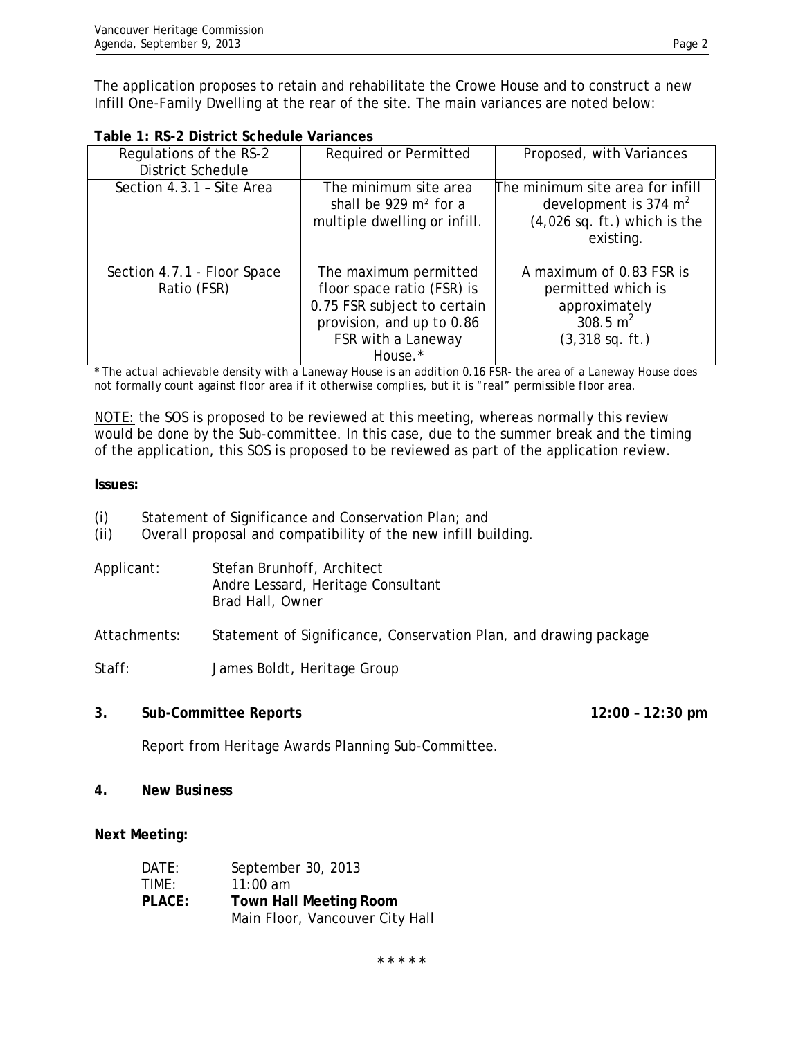The application proposes to retain and rehabilitate the Crowe House and to construct a new Infill One-Family Dwelling at the rear of the site. The main variances are noted below:

**Table 1: RS-2 District Schedule Variances**

| Regulations of the RS-2 District Schedule | Required or Permitted | Proposed, with Variances |
|---|---|---|
| Section 4.3.1 – Site Area | The minimum site area shall be 929 $m^2$ for a multiple dwelling or infill. | The minimum site area for infill development is 374 $m^2$ (4,026 sq. ft.) which is the existing. |
| Section 4.7.1 - Floor Space Ratio (FSR) | The maximum permitted floor space ratio (FSR) is 0.75 FSR subject to certain provision, and up to 0.86 FSR with a Laneway House.* | A maximum of 0.83 FSR is permitted which is approximately 308.5 $m^2$ (3,318 sq. ft.) |

*\* The actual achievable density with a Laneway House is an addition 0.16 FSR- the area of a Laneway House does not formally count against floor area if it otherwise complies, but it is "real" permissible floor area.*

<u>NOTE:</u> the SOS is proposed to be reviewed at this meeting, whereas normally this review would be done by the Sub-committee. In this case, due to the summer break and the timing of the application, this SOS is proposed to be reviewed as part of the application review.

**Issues:**

(i) Statement of Significance and Conservation Plan; and
(ii) Overall proposal and compatibility of the new infill building.

Applicant: Stefan Brunhoff, Architect
Andre Lessard, Heritage Consultant
Brad Hall, Owner

Attachments: Statement of Significance, Conservation Plan, and drawing package

Staff: James Boldt, Heritage Group

**3. Sub-Committee Reports** **12:00 – 12:30 pm**

Report from Heritage Awards Planning Sub-Committee.

**4. New Business**

**Next Meeting:**

DATE: September 30, 2013
TIME: 11:00 am
**PLACE: Town Hall Meeting Room**
Main Floor, Vancouver City Hall

\* \* \* \* \*